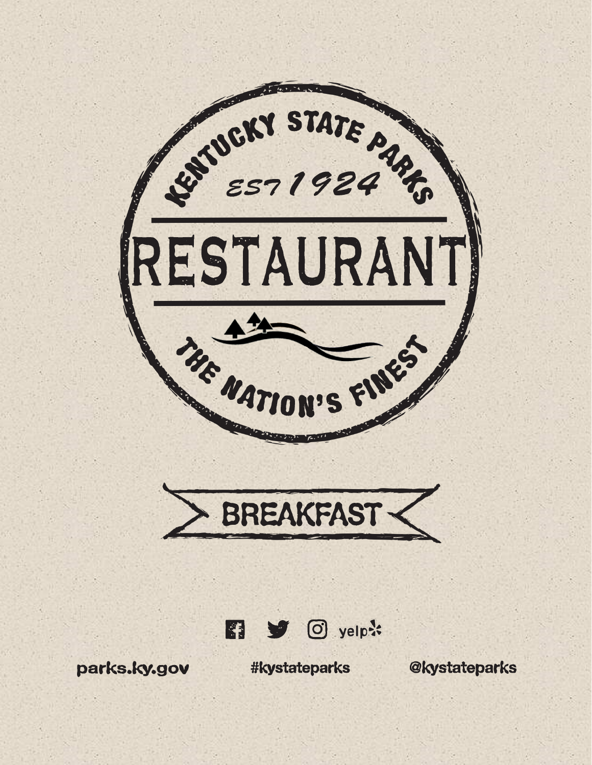KENTUCKY STATE PARKS

EST 1924

# RESTAURANT

THE NATION'S FINEST

## BREAKFAST

yelp

parks.ky.gov #kystateparks @kystateparks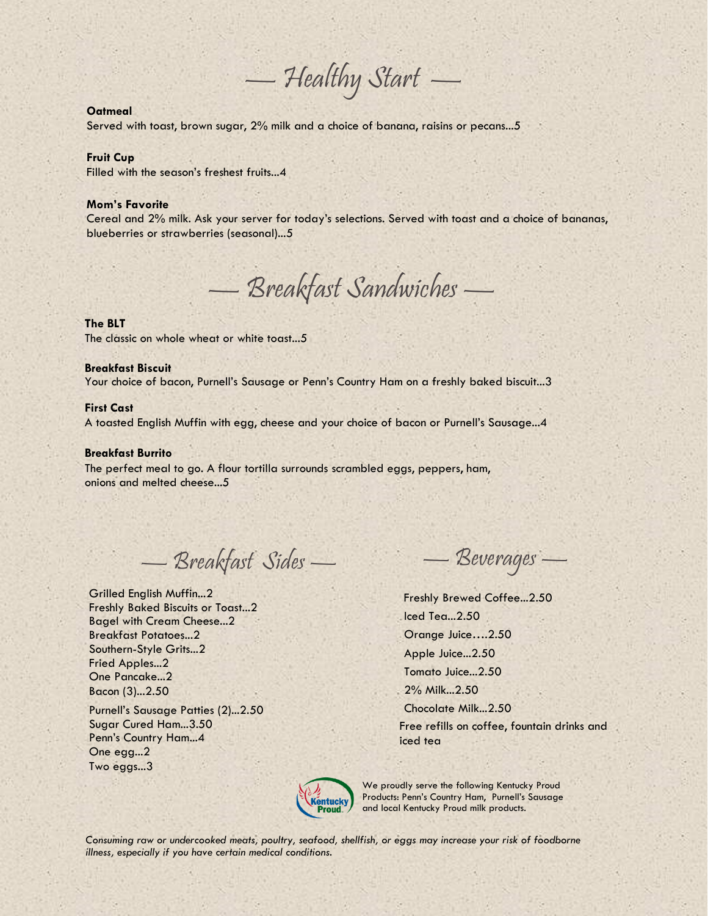## — Healthy Start —

**Oatmeal**
Served with toast, brown sugar, 2% milk and a choice of banana, raisins or pecans...5

**Fruit Cup**
Filled with the season's freshest fruits...4

**Mom's Favorite**
Cereal and 2% milk. Ask your server for today's selections. Served with toast and a choice of bananas, blueberries or strawberries (seasonal)...5

## — Breakfast Sandwiches —

**The BLT**
The classic on whole wheat or white toast...5

**Breakfast Biscuit**
Your choice of bacon, Purnell's Sausage or Penn's Country Ham on a freshly baked biscuit...3

**First Cast**
A toasted English Muffin with egg, cheese and your choice of bacon or Purnell's Sausage...4

**Breakfast Burrito**
The perfect meal to go. A flour tortilla surrounds scrambled eggs, peppers, ham, onions and melted cheese...5

## — Breakfast Sides —

Grilled English Muffin...2
Freshly Baked Biscuits or Toast...2
Bagel with Cream Cheese...2
Breakfast Potatoes...2
Southern-Style Grits...2
Fried Apples...2
One Pancake...2
Bacon (3)...2.50
Purnell's Sausage Patties (2)...2.50
Sugar Cured Ham...3.50
Penn's Country Ham...4
One egg...2
Two eggs...3

## — Beverages —

Freshly Brewed Coffee...2.50
Iced Tea...2.50
Orange Juice….2.50
Apple Juice...2.50
Tomato Juice...2.50
2% Milk...2.50
Chocolate Milk...2.50
Free refills on coffee, fountain drinks and iced tea

We proudly serve the following Kentucky Proud Products: Penn's Country Ham, Purnell's Sausage and local Kentucky Proud milk products.

*Consuming raw or undercooked meats, poultry, seafood, shellfish, or eggs may increase your risk of foodborne illness, especially if you have certain medical conditions.*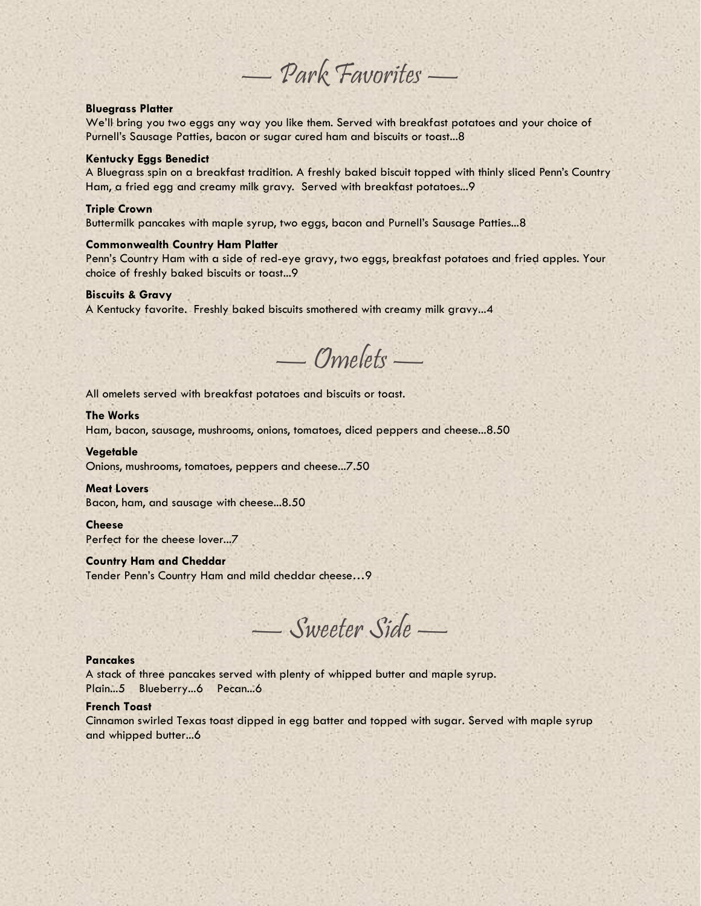## — Park Favorites —

**Bluegrass Platter**
We'll bring you two eggs any way you like them. Served with breakfast potatoes and your choice of Purnell's Sausage Patties, bacon or sugar cured ham and biscuits or toast...8

**Kentucky Eggs Benedict**
A Bluegrass spin on a breakfast tradition. A freshly baked biscuit topped with thinly sliced Penn's Country Ham, a fried egg and creamy milk gravy. Served with breakfast potatoes...9

**Triple Crown**
Buttermilk pancakes with maple syrup, two eggs, bacon and Purnell's Sausage Patties...8

**Commonwealth Country Ham Platter**
Penn's Country Ham with a side of red-eye gravy, two eggs, breakfast potatoes and fried apples. Your choice of freshly baked biscuits or toast...9

**Biscuits & Gravy**
A Kentucky favorite. Freshly baked biscuits smothered with creamy milk gravy...4

## — Omelets —

All omelets served with breakfast potatoes and biscuits or toast.

**The Works**
Ham, bacon, sausage, mushrooms, onions, tomatoes, diced peppers and cheese...8.50

**Vegetable**
Onions, mushrooms, tomatoes, peppers and cheese...7.50

**Meat Lovers**
Bacon, ham, and sausage with cheese...8.50

**Cheese**
Perfect for the cheese lover...7

**Country Ham and Cheddar**
Tender Penn's Country Ham and mild cheddar cheese…9

## — Sweeter Side —

**Pancakes**
A stack of three pancakes served with plenty of whipped butter and maple syrup.
Plain...5 Blueberry...6 Pecan...6

**French Toast**
Cinnamon swirled Texas toast dipped in egg batter and topped with sugar. Served with maple syrup and whipped butter...6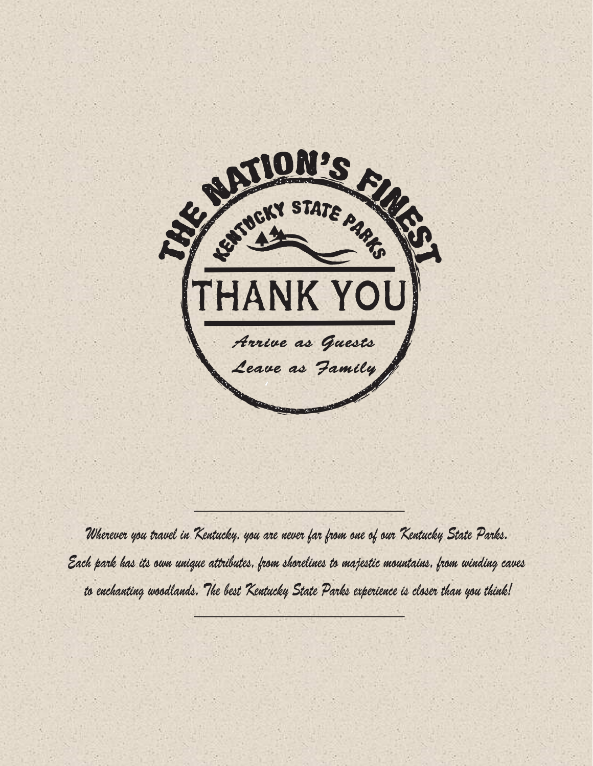THE NATION'S FINEST

KENTUCKY STATE PARKS

# THANK YOU

*Arrive as Guests*
*Leave as Family*

---

*Wherever you travel in Kentucky, you are never far from one of our Kentucky State Parks. Each park has its own unique attributes, from shorelines to majestic mountains, from winding caves to enchanting woodlands. The best Kentucky State Parks experience is closer than you think!*

---